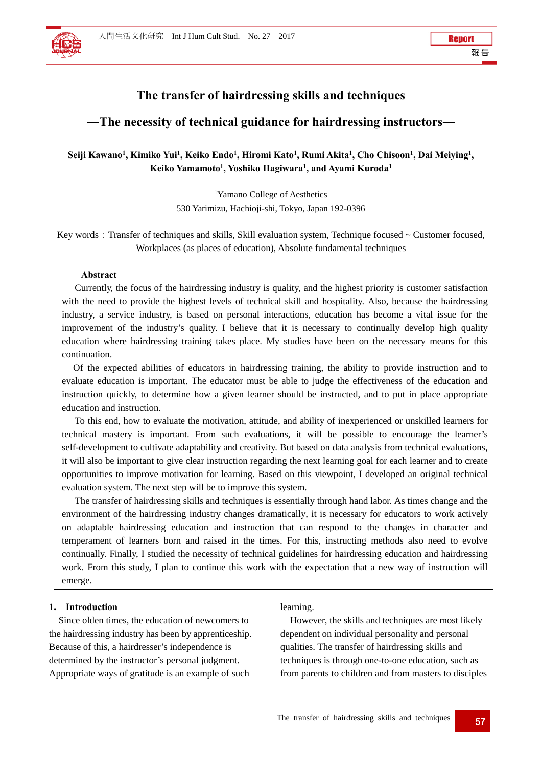Report
報告

# The transfer of hairdressing skills and techniques

## —The necessity of technical guidance for hairdressing instructors—

**Seiji Kawano[1], Kimiko Yui[1], Keiko Endo[1], Hiromi Kato[1], Rumi Akita[1], Cho Chisoon[1], Dai Meiying[1], Keiko Yamamoto[1], Yoshiko Hagiwara[1], and Ayami Kuroda[1]**

[1]Yamano College of Aesthetics
530 Yarimizu, Hachioji-shi, Tokyo, Japan 192-0396

Key words：Transfer of techniques and skills, Skill evaluation system, Technique focused ~ Customer focused, Workplaces (as places of education), Absolute fundamental techniques

**Abstract**

Currently, the focus of the hairdressing industry is quality, and the highest priority is customer satisfaction with the need to provide the highest levels of technical skill and hospitality. Also, because the hairdressing industry, a service industry, is based on personal interactions, education has become a vital issue for the improvement of the industry's quality. I believe that it is necessary to continually develop high quality education where hairdressing training takes place. My studies have been on the necessary means for this continuation.

Of the expected abilities of educators in hairdressing training, the ability to provide instruction and to evaluate education is important. The educator must be able to judge the effectiveness of the education and instruction quickly, to determine how a given learner should be instructed, and to put in place appropriate education and instruction.

To this end, how to evaluate the motivation, attitude, and ability of inexperienced or unskilled learners for technical mastery is important. From such evaluations, it will be possible to encourage the learner's self-development to cultivate adaptability and creativity. But based on data analysis from technical evaluations, it will also be important to give clear instruction regarding the next learning goal for each learner and to create opportunities to improve motivation for learning. Based on this viewpoint, I developed an original technical evaluation system. The next step will be to improve this system.

The transfer of hairdressing skills and techniques is essentially through hand labor. As times change and the environment of the hairdressing industry changes dramatically, it is necessary for educators to work actively on adaptable hairdressing education and instruction that can respond to the changes in character and temperament of learners born and raised in the times. For this, instructing methods also need to evolve continually. Finally, I studied the necessity of technical guidelines for hairdressing education and hairdressing work. From this study, I plan to continue this work with the expectation that a new way of instruction will emerge.

### 1. Introduction

Since olden times, the education of newcomers to the hairdressing industry has been by apprenticeship. Because of this, a hairdresser's independence is determined by the instructor's personal judgment. Appropriate ways of gratitude is an example of such learning.

However, the skills and techniques are most likely dependent on individual personality and personal qualities. The transfer of hairdressing skills and techniques is through one-to-one education, such as from parents to children and from masters to disciples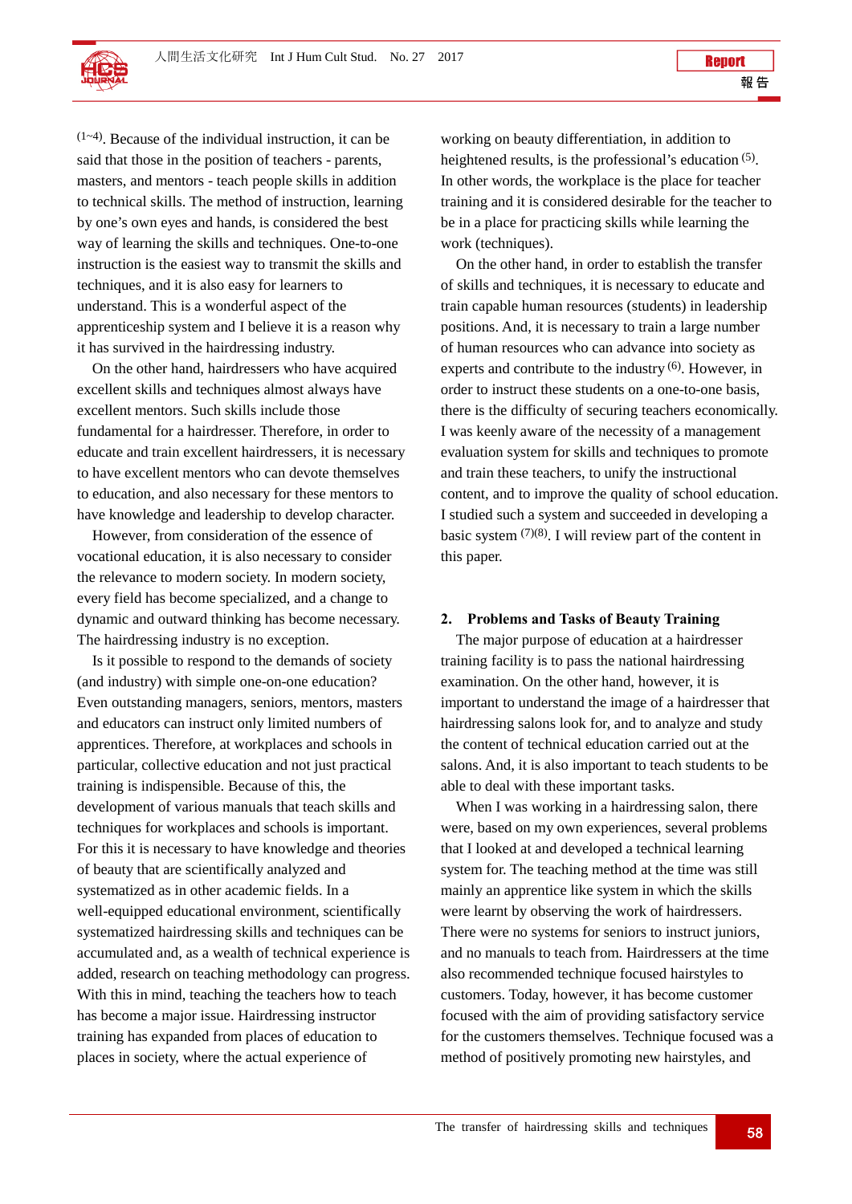[1~4]. Because of the individual instruction, it can be said that those in the position of teachers - parents, masters, and mentors - teach people skills in addition to technical skills. The method of instruction, learning by one's own eyes and hands, is considered the best way of learning the skills and techniques. One-to-one instruction is the easiest way to transmit the skills and techniques, and it is also easy for learners to understand. This is a wonderful aspect of the apprenticeship system and I believe it is a reason why it has survived in the hairdressing industry.

On the other hand, hairdressers who have acquired excellent skills and techniques almost always have excellent mentors. Such skills include those fundamental for a hairdresser. Therefore, in order to educate and train excellent hairdressers, it is necessary to have excellent mentors who can devote themselves to education, and also necessary for these mentors to have knowledge and leadership to develop character.

However, from consideration of the essence of vocational education, it is also necessary to consider the relevance to modern society. In modern society, every field has become specialized, and a change to dynamic and outward thinking has become necessary. The hairdressing industry is no exception.

Is it possible to respond to the demands of society (and industry) with simple one-on-one education? Even outstanding managers, seniors, mentors, masters and educators can instruct only limited numbers of apprentices. Therefore, at workplaces and schools in particular, collective education and not just practical training is indispensible. Because of this, the development of various manuals that teach skills and techniques for workplaces and schools is important. For this it is necessary to have knowledge and theories of beauty that are scientifically analyzed and systematized as in other academic fields. In a well-equipped educational environment, scientifically systematized hairdressing skills and techniques can be accumulated and, as a wealth of technical experience is added, research on teaching methodology can progress. With this in mind, teaching the teachers how to teach has become a major issue. Hairdressing instructor training has expanded from places of education to places in society, where the actual experience of working on beauty differentiation, in addition to heightened results, is the professional's education [5]. In other words, the workplace is the place for teacher training and it is considered desirable for the teacher to be in a place for practicing skills while learning the work (techniques).

On the other hand, in order to establish the transfer of skills and techniques, it is necessary to educate and train capable human resources (students) in leadership positions. And, it is necessary to train a large number of human resources who can advance into society as experts and contribute to the industry [6]. However, in order to instruct these students on a one-to-one basis, there is the difficulty of securing teachers economically. I was keenly aware of the necessity of a management evaluation system for skills and techniques to promote and train these teachers, to unify the instructional content, and to improve the quality of school education. I studied such a system and succeeded in developing a basic system [7][8]. I will review part of the content in this paper.

## 2. Problems and Tasks of Beauty Training

The major purpose of education at a hairdresser training facility is to pass the national hairdressing examination. On the other hand, however, it is important to understand the image of a hairdresser that hairdressing salons look for, and to analyze and study the content of technical education carried out at the salons. And, it is also important to teach students to be able to deal with these important tasks.

When I was working in a hairdressing salon, there were, based on my own experiences, several problems that I looked at and developed a technical learning system for. The teaching method at the time was still mainly an apprentice like system in which the skills were learnt by observing the work of hairdressers. There were no systems for seniors to instruct juniors, and no manuals to teach from. Hairdressers at the time also recommended technique focused hairstyles to customers. Today, however, it has become customer focused with the aim of providing satisfactory service for the customers themselves. Technique focused was a method of positively promoting new hairstyles, and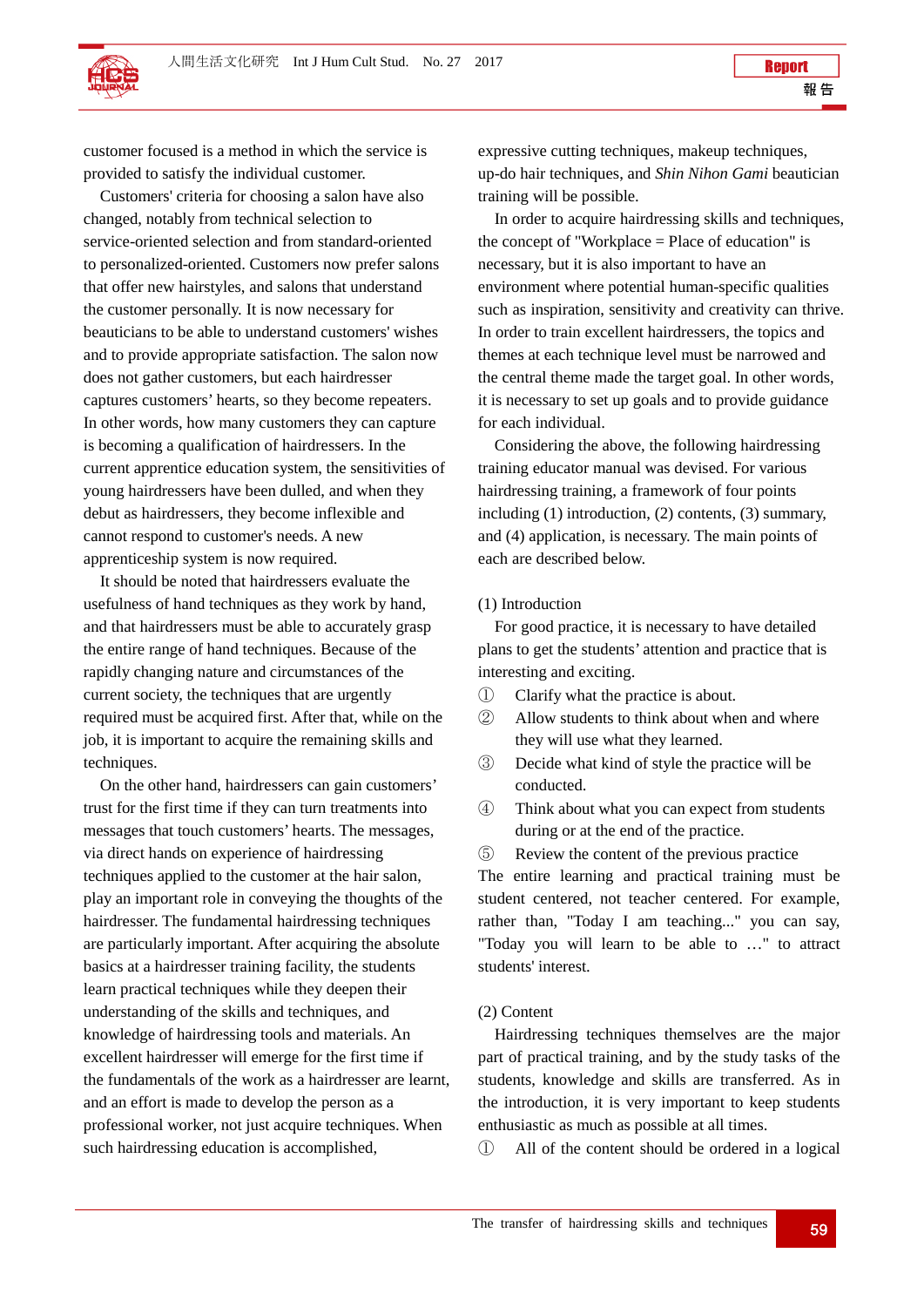customer focused is a method in which the service is provided to satisfy the individual customer.

Customers' criteria for choosing a salon have also changed, notably from technical selection to service-oriented selection and from standard-oriented to personalized-oriented. Customers now prefer salons that offer new hairstyles, and salons that understand the customer personally. It is now necessary for beauticians to be able to understand customers' wishes and to provide appropriate satisfaction. The salon now does not gather customers, but each hairdresser captures customers' hearts, so they become repeaters. In other words, how many customers they can capture is becoming a qualification of hairdressers. In the current apprentice education system, the sensitivities of young hairdressers have been dulled, and when they debut as hairdressers, they become inflexible and cannot respond to customer's needs. A new apprenticeship system is now required.

It should be noted that hairdressers evaluate the usefulness of hand techniques as they work by hand, and that hairdressers must be able to accurately grasp the entire range of hand techniques. Because of the rapidly changing nature and circumstances of the current society, the techniques that are urgently required must be acquired first. After that, while on the job, it is important to acquire the remaining skills and techniques.

On the other hand, hairdressers can gain customers' trust for the first time if they can turn treatments into messages that touch customers' hearts. The messages, via direct hands on experience of hairdressing techniques applied to the customer at the hair salon, play an important role in conveying the thoughts of the hairdresser. The fundamental hairdressing techniques are particularly important. After acquiring the absolute basics at a hairdresser training facility, the students learn practical techniques while they deepen their understanding of the skills and techniques, and knowledge of hairdressing tools and materials. An excellent hairdresser will emerge for the first time if the fundamentals of the work as a hairdresser are learnt, and an effort is made to develop the person as a professional worker, not just acquire techniques. When such hairdressing education is accomplished, expressive cutting techniques, makeup techniques, up-do hair techniques, and *Shin Nihon Gami* beautician training will be possible.

In order to acquire hairdressing skills and techniques, the concept of "Workplace = Place of education" is necessary, but it is also important to have an environment where potential human-specific qualities such as inspiration, sensitivity and creativity can thrive. In order to train excellent hairdressers, the topics and themes at each technique level must be narrowed and the central theme made the target goal. In other words, it is necessary to set up goals and to provide guidance for each individual.

Considering the above, the following hairdressing training educator manual was devised. For various hairdressing training, a framework of four points including (1) introduction, (2) contents, (3) summary, and (4) application, is necessary. The main points of each are described below.

(1) Introduction

For good practice, it is necessary to have detailed plans to get the students' attention and practice that is interesting and exciting.

① Clarify what the practice is about.

② Allow students to think about when and where they will use what they learned.

③ Decide what kind of style the practice will be conducted.

④ Think about what you can expect from students during or at the end of the practice.

⑤ Review the content of the previous practice

The entire learning and practical training must be student centered, not teacher centered. For example, rather than, "Today I am teaching..." you can say, "Today you will learn to be able to …" to attract students' interest.

(2) Content

Hairdressing techniques themselves are the major part of practical training, and by the study tasks of the students, knowledge and skills are transferred. As in the introduction, it is very important to keep students enthusiastic as much as possible at all times.

① All of the content should be ordered in a logical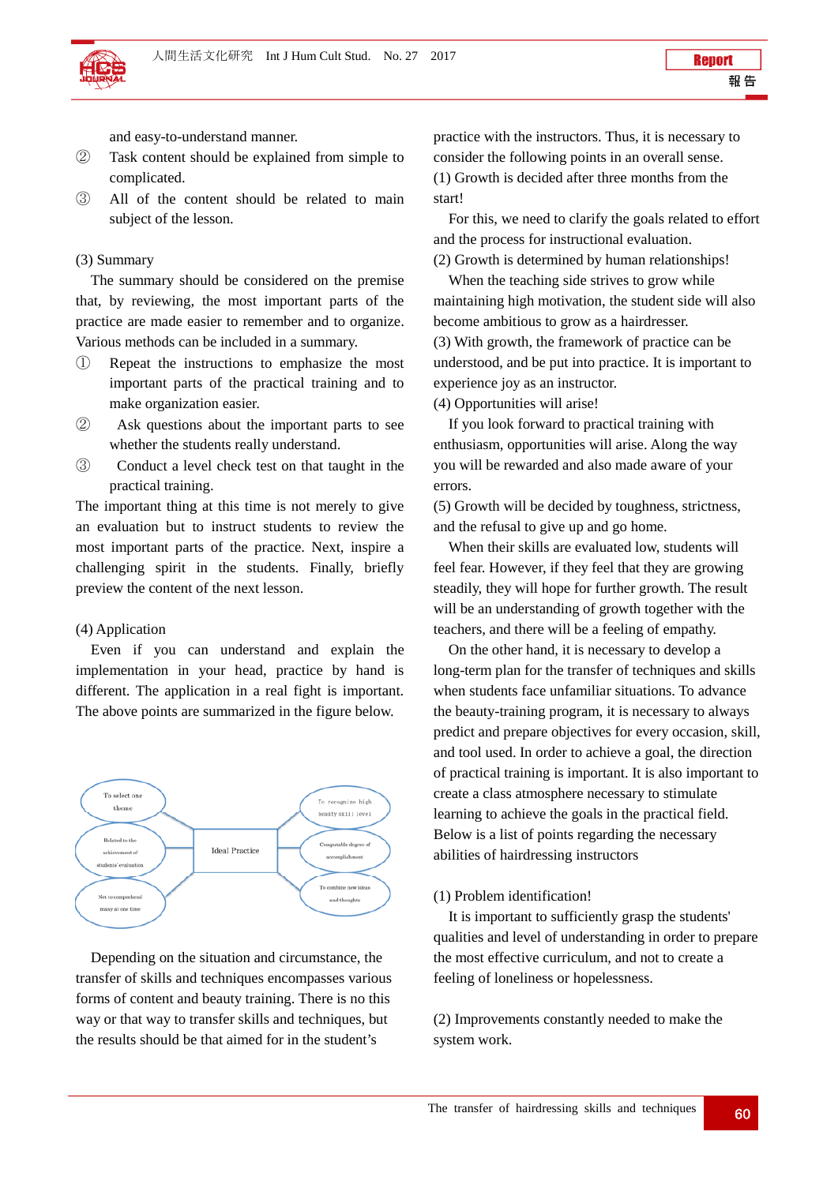and easy-to-understand manner.

② Task content should be explained from simple to complicated.

③ All of the content should be related to main subject of the lesson.

(3) Summary

The summary should be considered on the premise that, by reviewing, the most important parts of the practice are made easier to remember and to organize. Various methods can be included in a summary.

① Repeat the instructions to emphasize the most important parts of the practical training and to make organization easier.

② Ask questions about the important parts to see whether the students really understand.

③ Conduct a level check test on that taught in the practical training.

The important thing at this time is not merely to give an evaluation but to instruct students to review the most important parts of the practice. Next, inspire a challenging spirit in the students. Finally, briefly preview the content of the next lesson.

(4) Application

Even if you can understand and explain the implementation in your head, practice by hand is different. The application in a real fight is important. The above points are summarized in the figure below.

To select one theme

Related to the achievement of students' evaluation

Not to comprehend many at one time

Ideal Practice

To recognize high beauty skill level

Computable degree of accomplishment

To combine new ideas and thoughts

Depending on the situation and circumstance, the transfer of skills and techniques encompasses various forms of content and beauty training. There is no this way or that way to transfer skills and techniques, but the results should be that aimed for in the student's practice with the instructors. Thus, it is necessary to consider the following points in an overall sense.

(1) Growth is decided after three months from the start!

For this, we need to clarify the goals related to effort and the process for instructional evaluation.

(2) Growth is determined by human relationships!

When the teaching side strives to grow while maintaining high motivation, the student side will also become ambitious to grow as a hairdresser.

(3) With growth, the framework of practice can be understood, and be put into practice. It is important to experience joy as an instructor.

(4) Opportunities will arise!

If you look forward to practical training with enthusiasm, opportunities will arise. Along the way you will be rewarded and also made aware of your errors.

(5) Growth will be decided by toughness, strictness, and the refusal to give up and go home.

When their skills are evaluated low, students will feel fear. However, if they feel that they are growing steadily, they will hope for further growth. The result will be an understanding of growth together with the teachers, and there will be a feeling of empathy.

On the other hand, it is necessary to develop a long-term plan for the transfer of techniques and skills when students face unfamiliar situations. To advance the beauty-training program, it is necessary to always predict and prepare objectives for every occasion, skill, and tool used. In order to achieve a goal, the direction of practical training is important. It is also important to create a class atmosphere necessary to stimulate learning to achieve the goals in the practical field. Below is a list of points regarding the necessary abilities of hairdressing instructors

(1) Problem identification!

It is important to sufficiently grasp the students' qualities and level of understanding in order to prepare the most effective curriculum, and not to create a feeling of loneliness or hopelessness.

(2) Improvements constantly needed to make the system work.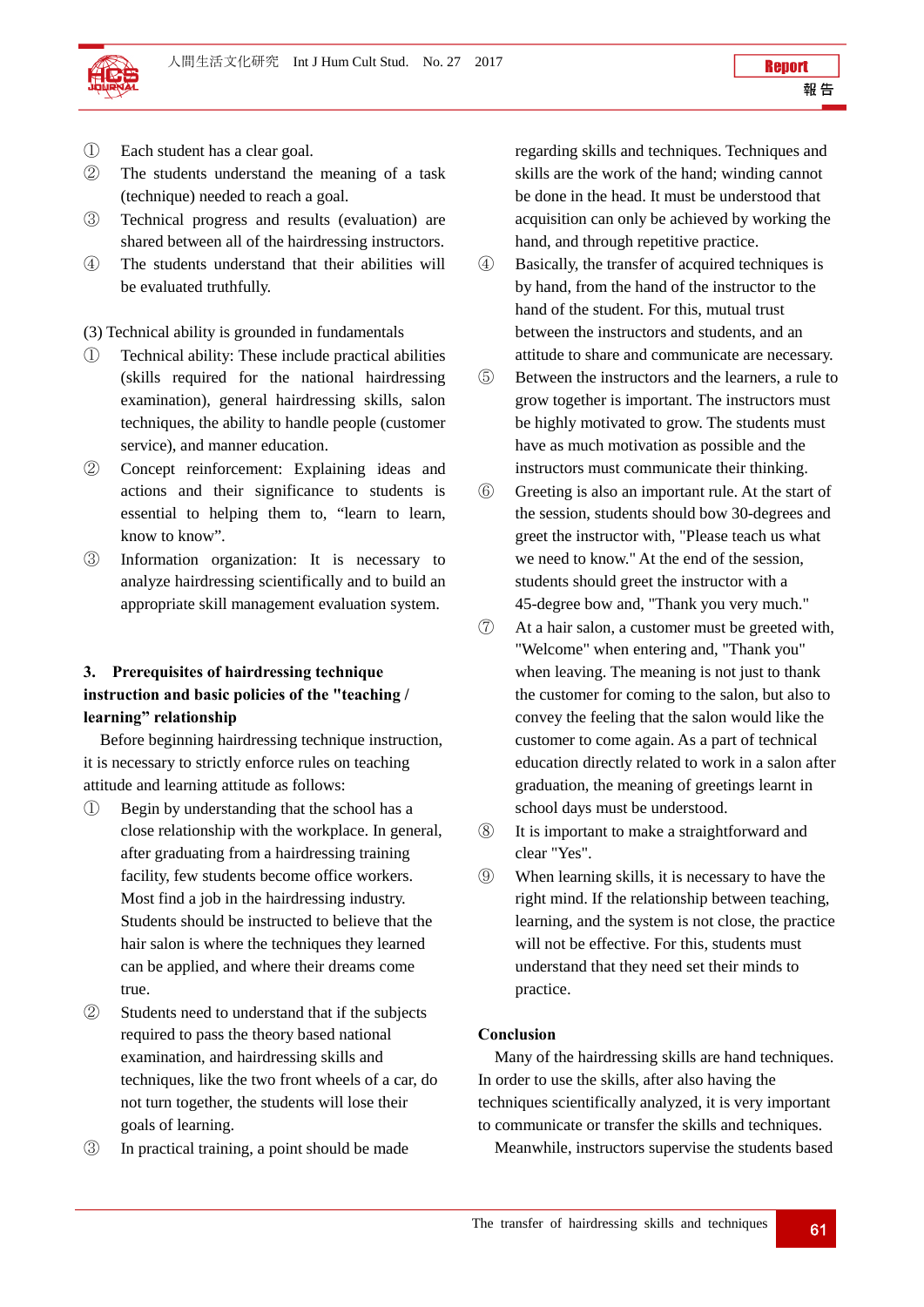① Each student has a clear goal.
② The students understand the meaning of a task (technique) needed to reach a goal.
③ Technical progress and results (evaluation) are shared between all of the hairdressing instructors.
④ The students understand that their abilities will be evaluated truthfully.

(3) Technical ability is grounded in fundamentals

① Technical ability: These include practical abilities (skills required for the national hairdressing examination), general hairdressing skills, salon techniques, the ability to handle people (customer service), and manner education.
② Concept reinforcement: Explaining ideas and actions and their significance to students is essential to helping them to, “learn to learn, know to know”.
③ Information organization: It is necessary to analyze hairdressing scientifically and to build an appropriate skill management evaluation system.

## 3. Prerequisites of hairdressing technique instruction and basic policies of the "teaching / learning” relationship

Before beginning hairdressing technique instruction, it is necessary to strictly enforce rules on teaching attitude and learning attitude as follows:

① Begin by understanding that the school has a close relationship with the workplace. In general, after graduating from a hairdressing training facility, few students become office workers. Most find a job in the hairdressing industry. Students should be instructed to believe that the hair salon is where the techniques they learned can be applied, and where their dreams come true.
② Students need to understand that if the subjects required to pass the theory based national examination, and hairdressing skills and techniques, like the two front wheels of a car, do not turn together, the students will lose their goals of learning.
③ In practical training, a point should be made regarding skills and techniques. Techniques and skills are the work of the hand; winding cannot be done in the head. It must be understood that acquisition can only be achieved by working the hand, and through repetitive practice.
④ Basically, the transfer of acquired techniques is by hand, from the hand of the instructor to the hand of the student. For this, mutual trust between the instructors and students, and an attitude to share and communicate are necessary.
⑤ Between the instructors and the learners, a rule to grow together is important. The instructors must be highly motivated to grow. The students must have as much motivation as possible and the instructors must communicate their thinking.
⑥ Greeting is also an important rule. At the start of the session, students should bow 30-degrees and greet the instructor with, "Please teach us what we need to know." At the end of the session, students should greet the instructor with a 45-degree bow and, "Thank you very much."
⑦ At a hair salon, a customer must be greeted with, "Welcome" when entering and, "Thank you" when leaving. The meaning is not just to thank the customer for coming to the salon, but also to convey the feeling that the salon would like the customer to come again. As a part of technical education directly related to work in a salon after graduation, the meaning of greetings learnt in school days must be understood.
⑧ It is important to make a straightforward and clear "Yes".
⑨ When learning skills, it is necessary to have the right mind. If the relationship between teaching, learning, and the system is not close, the practice will not be effective. For this, students must understand that they need set their minds to practice.

## Conclusion

Many of the hairdressing skills are hand techniques. In order to use the skills, after also having the techniques scientifically analyzed, it is very important to communicate or transfer the skills and techniques.

Meanwhile, instructors supervise the students based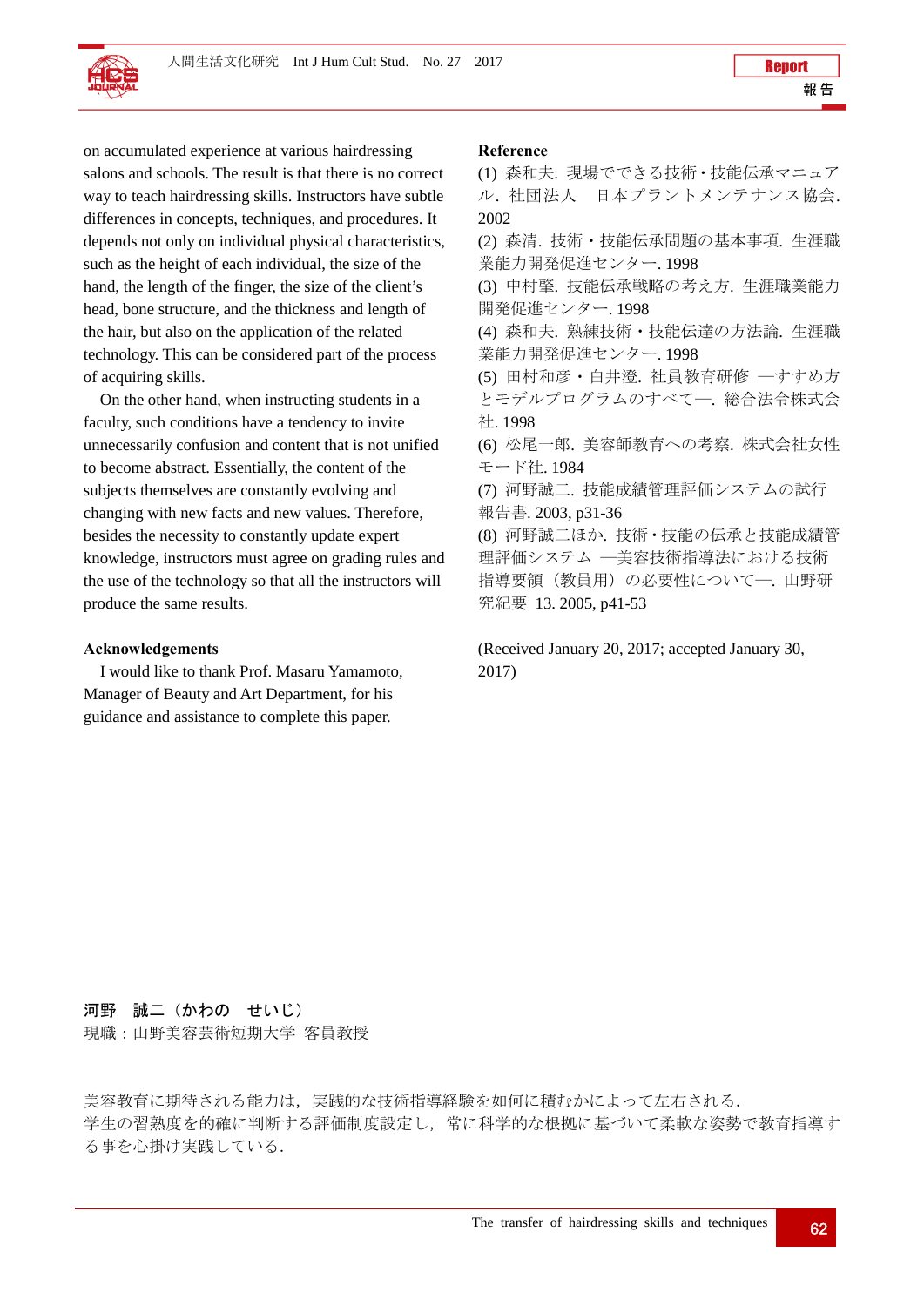on accumulated experience at various hairdressing salons and schools. The result is that there is no correct way to teach hairdressing skills. Instructors have subtle differences in concepts, techniques, and procedures. It depends not only on individual physical characteristics, such as the height of each individual, the size of the hand, the length of the finger, the size of the client's head, bone structure, and the thickness and length of the hair, but also on the application of the related technology. This can be considered part of the process of acquiring skills.

On the other hand, when instructing students in a faculty, such conditions have a tendency to invite unnecessarily confusion and content that is not unified to become abstract. Essentially, the content of the subjects themselves are constantly evolving and changing with new facts and new values. Therefore, besides the necessity to constantly update expert knowledge, instructors must agree on grading rules and the use of the technology so that all the instructors will produce the same results.

**Acknowledgements**

I would like to thank Prof. Masaru Yamamoto, Manager of Beauty and Art Department, for his guidance and assistance to complete this paper.

**Reference**

(1) 森和夫. 現場でできる技術・技能伝承マニュアル. 社団法人　日本プラントメンテナンス協会. 2002

(2) 森清. 技術・技能伝承問題の基本事項. 生涯職業能力開発促進センター. 1998

(3) 中村肇. 技能伝承戦略の考え方. 生涯職業能力開発促進センター. 1998

(4) 森和夫. 熟練技術・技能伝達の方法論. 生涯職業能力開発促進センター. 1998

(5) 田村和彦・白井澄. 社員教育研修 ―すすめ方とモデルプログラムのすべて―. 総合法令株式会社. 1998

(6) 松尾一郎. 美容師教育への考察. 株式会社女性モード社. 1984

(7) 河野誠二. 技能成績管理評価システムの試行報告書. 2003, p31-36

(8) 河野誠二ほか. 技術・技能の伝承と技能成績管理評価システム ―美容技術指導法における技術指導要領（教員用）の必要性について―. 山野研究紀要 13. 2005, p41-53

(Received January 20, 2017; accepted January 30, 2017)

**河野　誠二（かわの　せいじ）**
現職：山野美容芸術短期大学 客員教授

美容教育に期待される能力は，実践的な技術指導経験を如何に積むかによって左右される．
学生の習熟度を的確に判断する評価制度設定し，常に科学的な根拠に基づいて柔軟な姿勢で教育指導する事を心掛け実践している．